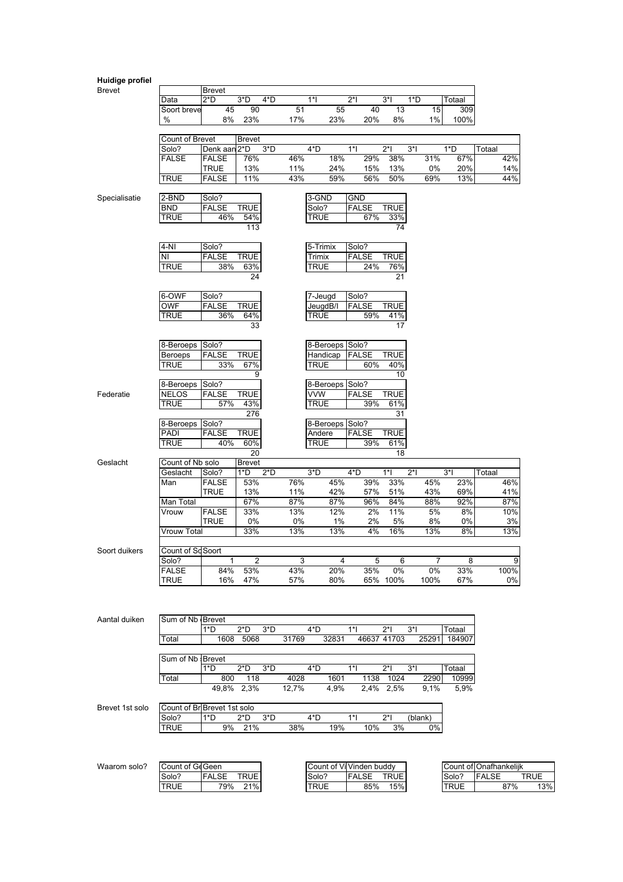**Huidige profiel**

**Brevet**

| | Brevet | | | | | | | |
|---|---|---|---|---|---|---|---|---|
| Data | 2*D | 3*D | 4*D | 1*I | 2*I | 3*I | 1*D | Totaal |
| Soort breve | 45 | 90 | 51 | 55 | 40 | 13 | 15 | 309 |
| % | 8% | 23% | 17% | 23% | 20% | 8% | 1% | 100% |

| Count of Brevet | | Brevet | | | | | | | |
|---|---|---|---|---|---|---|---|---|---|
| Solo? | Denk aan | 2*D | 3*D | 4*D | 1*I | 2*I | 3*I | 1*D | Totaal |
| FALSE | FALSE | 76% | 46% | 18% | 29% | 38% | 31% | 67% | 42% |
| | TRUE | 13% | 11% | 24% | 15% | 13% | 0% | 20% | 14% |
| TRUE | FALSE | 11% | 43% | 59% | 56% | 50% | 69% | 13% | 44% |

**Specialisatie**

| 2-BND | Solo? | |
|---|---|---|
| BND | FALSE | TRUE |
| TRUE | 46% | 54% |
| | | 113 |

| 3-GND | GND | |
|---|---|---|
| Solo? | FALSE | TRUE |
| TRUE | 67% | 33% |
| | | 74 |

| 4-NI | Solo? | |
|---|---|---|
| NI | FALSE | TRUE |
| TRUE | 38% | 63% |
| | | 24 |

| 5-Trimix | Solo? | |
|---|---|---|
| Trimix | FALSE | TRUE |
| TRUE | 24% | 76% |
| | | 21 |

| 6-OWF | Solo? | |
|---|---|---|
| OWF | FALSE | TRUE |
| TRUE | 36% | 64% |
| | | 33 |

| 7-Jeugd | Solo? | |
|---|---|---|
| JeugdB/I | FALSE | TRUE |
| TRUE | 59% | 41% |
| | | 17 |

| 8-Beroeps | Solo? | |
|---|---|---|
| Beroeps | FALSE | TRUE |
| TRUE | 33% | 67% |
| | | 9 |

| 8-Beroeps | Solo? | |
|---|---|---|
| Handicap | FALSE | TRUE |
| TRUE | 60% | 40% |
| | | 10 |

**Federatie**

| 8-Beroeps | Solo? | |
|---|---|---|
| NELOS | FALSE | TRUE |
| TRUE | 57% | 43% |
| | | 276 |

| 8-Beroeps | Solo? | |
|---|---|---|
| VVW | FALSE | TRUE |
| TRUE | 39% | 61% |
| | | 31 |

| 8-Beroeps | Solo? | |
|---|---|---|
| PADI | FALSE | TRUE |
| TRUE | 40% | 60% |
| | | 20 |

| 8-Beroeps | Solo? | |
|---|---|---|
| Andere | FALSE | TRUE |
| TRUE | 39% | 61% |
| | | 18 |

**Geslacht**

| Count of Nb solo | | Brevet | | | | | | | |
|---|---|---|---|---|---|---|---|---|---|
| Geslacht | Solo? | 1*D | 2*D | 3*D | 4*D | 1*I | 2*I | 3*I | Totaal |
| Man | FALSE | 53% | 76% | 45% | 39% | 33% | 45% | 23% | 46% |
| | TRUE | 13% | 11% | 42% | 57% | 51% | 43% | 69% | 41% |
| Man Total | | 67% | 87% | 87% | 96% | 84% | 88% | 92% | 87% |
| Vrouw | FALSE | 33% | 13% | 12% | 2% | 11% | 5% | 8% | 10% |
| | TRUE | 0% | 0% | 1% | 2% | 5% | 8% | 0% | 3% |
| Vrouw Total | | 33% | 13% | 13% | 4% | 16% | 13% | 8% | 13% |

**Soort duikers**

| Count of So | Soort | | | | | | | | |
|---|---|---|---|---|---|---|---|---|---|
| Solo? | 1 | 2 | 3 | 4 | 5 | 6 | 7 | 8 | 9 |
| FALSE | 84% | 53% | 43% | 20% | 35% | 0% | 0% | 33% | 100% |
| TRUE | 16% | 47% | 57% | 80% | 65% | 100% | 100% | 67% | 0% |

**Aantal duiken**

| Sum of Nb | Brevet | | | | | | | |
|---|---|---|---|---|---|---|---|---|
| | 1*D | 2*D | 3*D | 4*D | 1*I | 2*I | 3*I | Totaal |
| Total | 1608 | 5068 | 31769 | 32831 | 46637 | 41703 | 25291 | 184907 |

| Sum of Nb | Brevet | | | | | | | |
|---|---|---|---|---|---|---|---|---|
| | 1*D | 2*D | 3*D | 4*D | 1*I | 2*I | 3*I | Totaal |
| Total | 800 | 118 | 4028 | 1601 | 1138 | 1024 | 2290 | 10999 |
| | 49,8% | 2,3% | 12,7% | 4,9% | 2,4% | 2,5% | 9,1% | 5,9% |

**Brevet 1st solo**

| Count of Br | Brevet 1st solo | | | | | | |
|---|---|---|---|---|---|---|---|
| Solo? | 1*D | 2*D | 3*D | 4*D | 1*I | 2*I | (blank) |
| TRUE | 9% | 21% | 38% | 19% | 10% | 3% | 0% |

**Waarom solo?**

| Count of Ge | Geen | |
|---|---|---|
| Solo? | FALSE | TRUE |
| TRUE | 79% | 21% |

| Count of Vi | Vinden buddy | |
|---|---|---|
| Solo? | FALSE | TRUE |
| TRUE | 85% | 15% |

| Count of | Onafhankelijk | |
|---|---|---|
| Solo? | FALSE | TRUE |
| TRUE | 87% | 13% |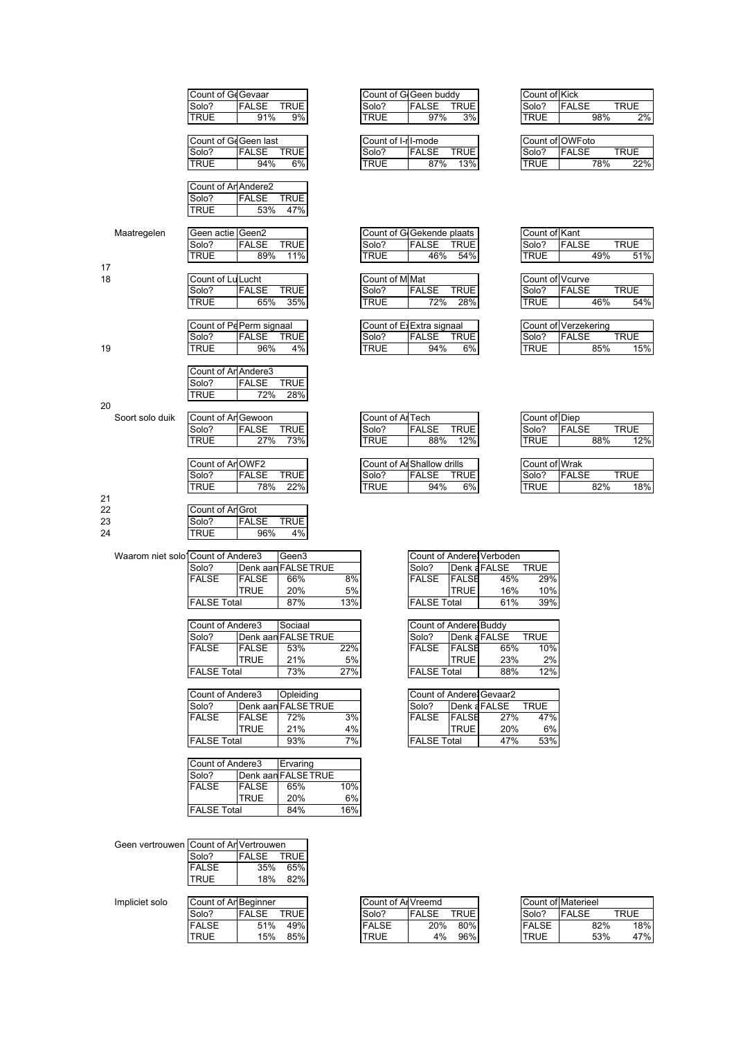| Count of Ge | Gevaar | |
|---|---|---|
| Solo? | FALSE | TRUE |
| TRUE | 91% | 9% |

| Count of G | Geen buddy | |
|---|---|---|
| Solo? | FALSE | TRUE |
| TRUE | 97% | 3% |

| Count of | Kick | |
|---|---|---|
| Solo? | FALSE | TRUE |
| TRUE | 98% | 2% |

| Count of Ge | Geen last | |
|---|---|---|
| Solo? | FALSE | TRUE |
| TRUE | 94% | 6% |

| Count of I-r | I-mode | |
|---|---|---|
| Solo? | FALSE | TRUE |
| TRUE | 87% | 13% |

| Count of | OWFoto | |
|---|---|---|
| Solo? | FALSE | TRUE |
| TRUE | 78% | 22% |

| Count of An | Andere2 | |
|---|---|---|
| Solo? | FALSE | TRUE |
| TRUE | 53% | 47% |

Maatregelen

| Geen actie | Geen2 | |
|---|---|---|
| Solo? | FALSE | TRUE |
| TRUE | 89% | 11% |

| Count of G | Gekende plaats | |
|---|---|---|
| Solo? | FALSE | TRUE |
| TRUE | 46% | 54% |

| Count of | Kant | |
|---|---|---|
| Solo? | FALSE | TRUE |
| TRUE | 49% | 51% |

17

18

| Count of Lu | Lucht | |
|---|---|---|
| Solo? | FALSE | TRUE |
| TRUE | 65% | 35% |

| Count of M | Mat | |
|---|---|---|
| Solo? | FALSE | TRUE |
| TRUE | 72% | 28% |

| Count of | Vcurve | |
|---|---|---|
| Solo? | FALSE | TRUE |
| TRUE | 46% | 54% |

19

| Count of Pe | Perm signaal | |
|---|---|---|
| Solo? | FALSE | TRUE |
| TRUE | 96% | 4% |

| Count of Ex | Extra signaal | |
|---|---|---|
| Solo? | FALSE | TRUE |
| TRUE | 94% | 6% |

| Count of | Verzekering | |
|---|---|---|
| Solo? | FALSE | TRUE |
| TRUE | 85% | 15% |

| Count of An | Andere3 | |
|---|---|---|
| Solo? | FALSE | TRUE |
| TRUE | 72% | 28% |

20

Soort solo duik

| Count of An | Gewoon | |
|---|---|---|
| Solo? | FALSE | TRUE |
| TRUE | 27% | 73% |

| Count of An | Tech | |
|---|---|---|
| Solo? | FALSE | TRUE |
| TRUE | 88% | 12% |

| Count of | Diep | |
|---|---|---|
| Solo? | FALSE | TRUE |
| TRUE | 88% | 12% |

| Count of An | OWF2 | |
|---|---|---|
| Solo? | FALSE | TRUE |
| TRUE | 78% | 22% |

| Count of An | Shallow drills | |
|---|---|---|
| Solo? | FALSE | TRUE |
| TRUE | 94% | 6% |

| Count of | Wrak | |
|---|---|---|
| Solo? | FALSE | TRUE |
| TRUE | 82% | 18% |

21

22

23

24

| Count of An | Grot | |
|---|---|---|
| Solo? | FALSE | TRUE |
| TRUE | 96% | 4% |

Waarom niet solo?

| Count of Andere3 | | Geen3 | |
|---|---|---|---|
| Solo? | Denk aan | FALSE | TRUE |
| FALSE | FALSE | 66% | 8% |
| | TRUE | 20% | 5% |
| FALSE Total | | 87% | 13% |

| Count of Andere3 | | Verboden | |
|---|---|---|---|
| Solo? | Denk a | FALSE | TRUE |
| FALSE | FALSE | 45% | 29% |
| | TRUE | 16% | 10% |
| FALSE Total | | 61% | 39% |

| Count of Andere3 | | Sociaal | |
|---|---|---|---|
| Solo? | Denk aan | FALSE | TRUE |
| FALSE | FALSE | 53% | 22% |
| | TRUE | 21% | 5% |
| FALSE Total | | 73% | 27% |

| Count of Andere3 | | Buddy | |
|---|---|---|---|
| Solo? | Denk a | FALSE | TRUE |
| FALSE | FALSE | 65% | 10% |
| | TRUE | 23% | 2% |
| FALSE Total | | 88% | 12% |

| Count of Andere3 | | Opleiding | |
|---|---|---|---|
| Solo? | Denk aan | FALSE | TRUE |
| FALSE | FALSE | 72% | 3% |
| | TRUE | 21% | 4% |
| FALSE Total | | 93% | 7% |

| Count of Andere3 | | Gevaar2 | |
|---|---|---|---|
| Solo? | Denk a | FALSE | TRUE |
| FALSE | FALSE | 27% | 47% |
| | TRUE | 20% | 6% |
| FALSE Total | | 47% | 53% |

| Count of Andere3 | | Ervaring | |
|---|---|---|---|
| Solo? | Denk aan | FALSE | TRUE |
| FALSE | FALSE | 65% | 10% |
| | TRUE | 20% | 6% |
| FALSE Total | | 84% | 16% |

Geen vertrouwen

| Count of An | Vertrouwen | |
|---|---|---|
| Solo? | FALSE | TRUE |
| FALSE | 35% | 65% |
| TRUE | 18% | 82% |

Impliciet solo

| Count of An | Beginner | |
|---|---|---|
| Solo? | FALSE | TRUE |
| FALSE | 51% | 49% |
| TRUE | 15% | 85% |

| Count of An | Vreemd | |
|---|---|---|
| Solo? | FALSE | TRUE |
| FALSE | 20% | 80% |
| TRUE | 4% | 96% |

| Count of | Materieel | |
|---|---|---|
| Solo? | FALSE | TRUE |
| FALSE | 82% | 18% |
| TRUE | 53% | 47% |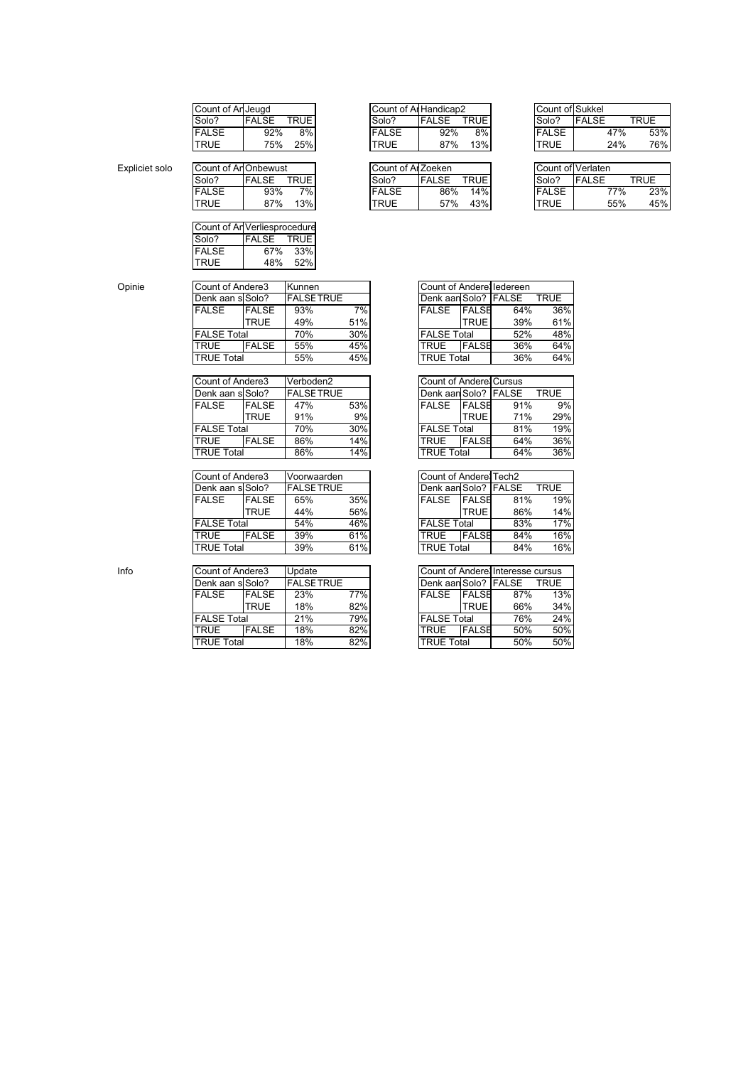| Count of Ar | Jeugd | |
|---|---|---|
| Solo? | FALSE | TRUE |
| FALSE | 92% | 8% |
| TRUE | 75% | 25% |

| Count of Ar | Handicap2 | |
|---|---|---|
| Solo? | FALSE | TRUE |
| FALSE | 92% | 8% |
| TRUE | 87% | 13% |

| Count of | Sukkel | |
|---|---|---|
| Solo? | FALSE | TRUE |
| FALSE | 47% | 53% |
| TRUE | 24% | 76% |

Expliciet solo

| Count of Ar | Onbewust | |
|---|---|---|
| Solo? | FALSE | TRUE |
| FALSE | 93% | 7% |
| TRUE | 87% | 13% |

| Count of Ar | Zoeken | |
|---|---|---|
| Solo? | FALSE | TRUE |
| FALSE | 86% | 14% |
| TRUE | 57% | 43% |

| Count of | Verlaten | |
|---|---|---|
| Solo? | FALSE | TRUE |
| FALSE | 77% | 23% |
| TRUE | 55% | 45% |

| Count of Ar | Verliesprocedure | |
|---|---|---|
| Solo? | FALSE | TRUE |
| FALSE | 67% | 33% |
| TRUE | 48% | 52% |

Opinie

| Count of Andere3 | | Kunnen | |
|---|---|---|---|
| Denk aan s | Solo? | FALSE | TRUE |
| FALSE | FALSE | 93% | 7% |
| | TRUE | 49% | 51% |
| FALSE Total | | 70% | 30% |
| TRUE | FALSE | 55% | 45% |
| TRUE Total | | 55% | 45% |

| Count of Andere | | Iedereen | |
|---|---|---|---|
| Denk aan | Solo? | FALSE | TRUE |
| FALSE | FALSE | 64% | 36% |
| | TRUE | 39% | 61% |
| FALSE Total | | 52% | 48% |
| TRUE | FALSE | 36% | 64% |
| TRUE Total | | 36% | 64% |

| Count of Andere3 | | Verboden2 | |
|---|---|---|---|
| Denk aan s | Solo? | FALSE | TRUE |
| FALSE | FALSE | 47% | 53% |
| | TRUE | 91% | 9% |
| FALSE Total | | 70% | 30% |
| TRUE | FALSE | 86% | 14% |
| TRUE Total | | 86% | 14% |

| Count of Andere | | Cursus | |
|---|---|---|---|
| Denk aan | Solo? | FALSE | TRUE |
| FALSE | FALSE | 91% | 9% |
| | TRUE | 71% | 29% |
| FALSE Total | | 81% | 19% |
| TRUE | FALSE | 64% | 36% |
| TRUE Total | | 64% | 36% |

| Count of Andere3 | | Voorwaarden | |
|---|---|---|---|
| Denk aan s | Solo? | FALSE | TRUE |
| FALSE | FALSE | 65% | 35% |
| | TRUE | 44% | 56% |
| FALSE Total | | 54% | 46% |
| TRUE | FALSE | 39% | 61% |
| TRUE Total | | 39% | 61% |

| Count of Andere | | Tech2 | |
|---|---|---|---|
| Denk aan | Solo? | FALSE | TRUE |
| FALSE | FALSE | 81% | 19% |
| | TRUE | 86% | 14% |
| FALSE Total | | 83% | 17% |
| TRUE | FALSE | 84% | 16% |
| TRUE Total | | 84% | 16% |

Info

| Count of Andere3 | | Update | |
|---|---|---|---|
| Denk aan s | Solo? | FALSE | TRUE |
| FALSE | FALSE | 23% | 77% |
| | TRUE | 18% | 82% |
| FALSE Total | | 21% | 79% |
| TRUE | FALSE | 18% | 82% |
| TRUE Total | | 18% | 82% |

| Count of Andere | | Interesse cursus | |
|---|---|---|---|
| Denk aan | Solo? | FALSE | TRUE |
| FALSE | FALSE | 87% | 13% |
| | TRUE | 66% | 34% |
| FALSE Total | | 76% | 24% |
| TRUE | FALSE | 50% | 50% |
| TRUE Total | | 50% | 50% |